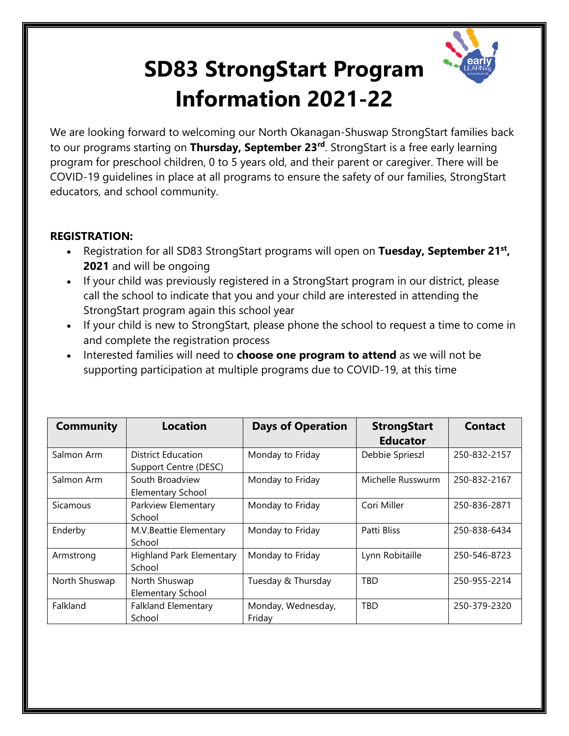# SD83 StrongStart Program Information 2021-22

We are looking forward to welcoming our North Okanagan-Shuswap StrongStart families back to our programs starting on **Thursday, September 23rd**. StrongStart is a free early learning program for preschool children, 0 to 5 years old, and their parent or caregiver. There will be COVID-19 guidelines in place at all programs to ensure the safety of our families, StrongStart educators, and school community.

**REGISTRATION:**

- Registration for all SD83 StrongStart programs will open on **Tuesday, September 21st, 2021** and will be ongoing
- If your child was previously registered in a StrongStart program in our district, please call the school to indicate that you and your child are interested in attending the StrongStart program again this school year
- If your child is new to StrongStart, please phone the school to request a time to come in and complete the registration process
- Interested families will need to **choose one program to attend** as we will not be supporting participation at multiple programs due to COVID-19, at this time

| Community | Location | Days of Operation | StrongStart Educator | Contact |
|---|---|---|---|---|
| Salmon Arm | District Education Support Centre (DESC) | Monday to Friday | Debbie Sprieszl | 250-832-2157 |
| Salmon Arm | South Broadview Elementary School | Monday to Friday | Michelle Russwurm | 250-832-2167 |
| Sicamous | Parkview Elementary School | Monday to Friday | Cori Miller | 250-836-2871 |
| Enderby | M.V.Beattie Elementary School | Monday to Friday | Patti Bliss | 250-838-6434 |
| Armstrong | Highland Park Elementary School | Monday to Friday | Lynn Robitaille | 250-546-8723 |
| North Shuswap | North Shuswap Elementary School | Tuesday & Thursday | TBD | 250-955-2214 |
| Falkland | Falkland Elementary School | Monday, Wednesday, Friday | TBD | 250-379-2320 |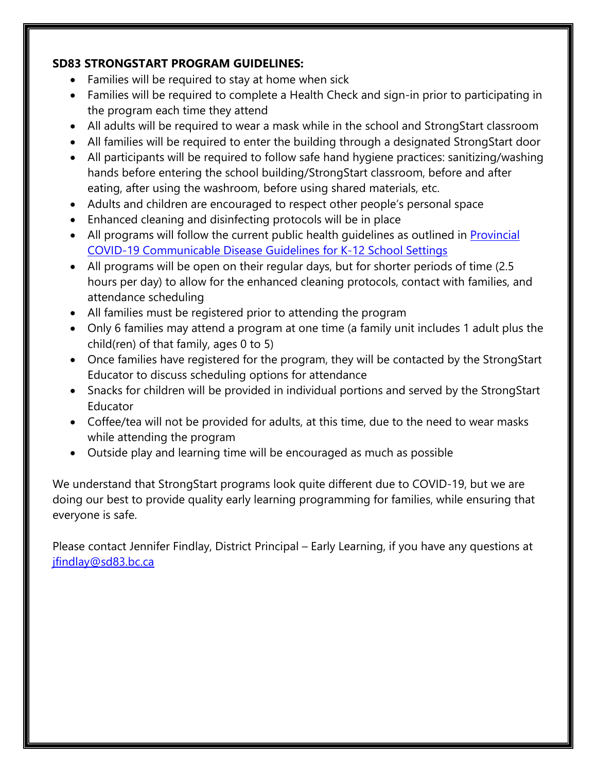**SD83 STRONGSTART PROGRAM GUIDELINES:**

- Families will be required to stay at home when sick
- Families will be required to complete a Health Check and sign-in prior to participating in the program each time they attend
- All adults will be required to wear a mask while in the school and StrongStart classroom
- All families will be required to enter the building through a designated StrongStart door
- All participants will be required to follow safe hand hygiene practices: sanitizing/washing hands before entering the school building/StrongStart classroom, before and after eating, after using the washroom, before using shared materials, etc.
- Adults and children are encouraged to respect other people's personal space
- Enhanced cleaning and disinfecting protocols will be in place
- All programs will follow the current public health guidelines as outlined in [Provincial COVID-19 Communicable Disease Guidelines for K-12 School Settings]
- All programs will be open on their regular days, but for shorter periods of time (2.5 hours per day) to allow for the enhanced cleaning protocols, contact with families, and attendance scheduling
- All families must be registered prior to attending the program
- Only 6 families may attend a program at one time (a family unit includes 1 adult plus the child(ren) of that family, ages 0 to 5)
- Once families have registered for the program, they will be contacted by the StrongStart Educator to discuss scheduling options for attendance
- Snacks for children will be provided in individual portions and served by the StrongStart Educator
- Coffee/tea will not be provided for adults, at this time, due to the need to wear masks while attending the program
- Outside play and learning time will be encouraged as much as possible

We understand that StrongStart programs look quite different due to COVID-19, but we are doing our best to provide quality early learning programming for families, while ensuring that everyone is safe.

Please contact Jennifer Findlay, District Principal – Early Learning, if you have any questions at jfindlay@sd83.bc.ca